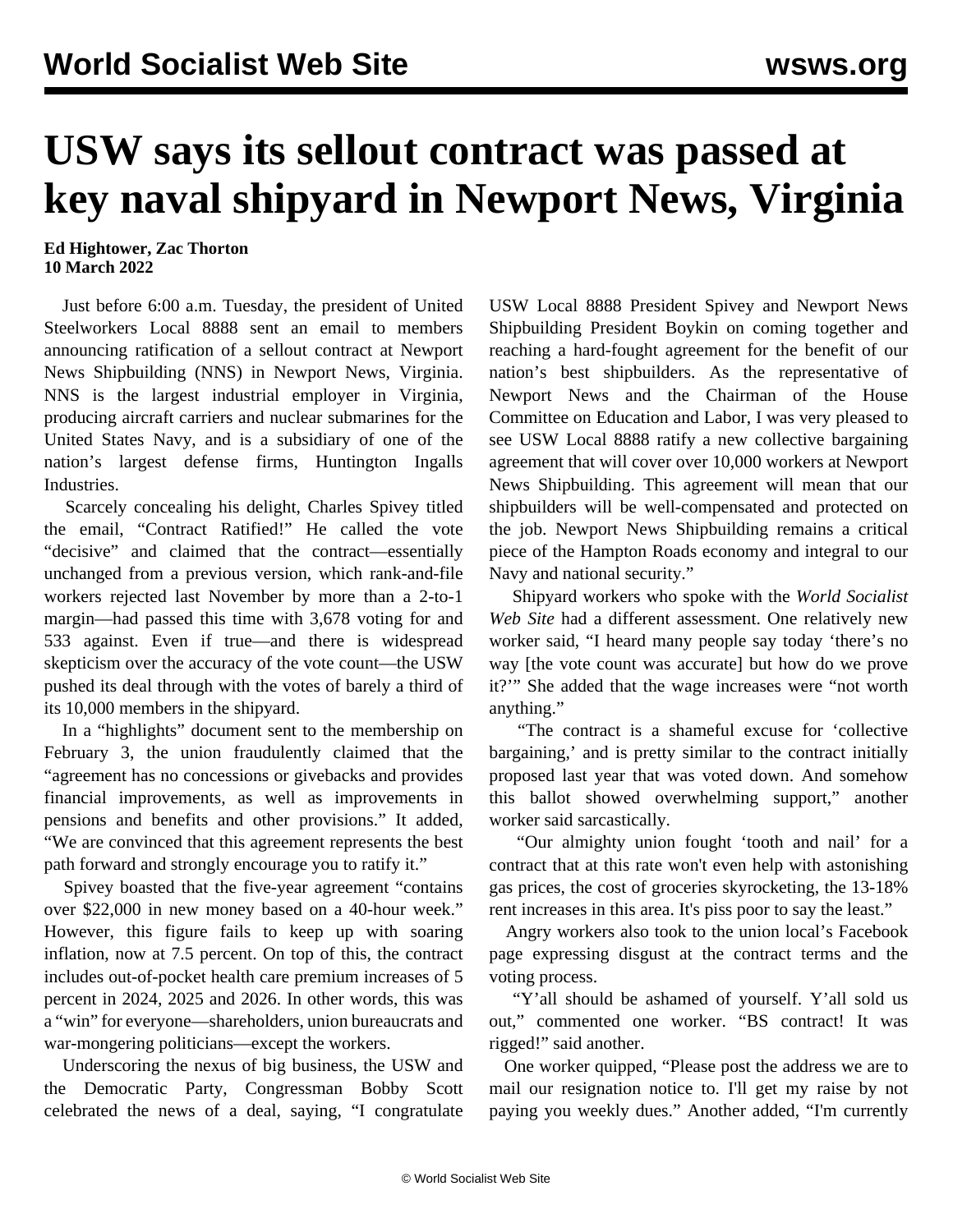# USW says its sellout contract was passed at key naval shipyard in Newport News, Virginia

**Ed Hightower, Zac Thorton**
**10 March 2022**

Just before 6:00 a.m. Tuesday, the president of United Steelworkers Local 8888 sent an email to members announcing ratification of a sellout contract at Newport News Shipbuilding (NNS) in Newport News, Virginia. NNS is the largest industrial employer in Virginia, producing aircraft carriers and nuclear submarines for the United States Navy, and is a subsidiary of one of the nation's largest defense firms, Huntington Ingalls Industries.

Scarcely concealing his delight, Charles Spivey titled the email, "Contract Ratified!" He called the vote "decisive" and claimed that the contract—essentially unchanged from a previous version, which rank-and-file workers rejected last November by more than a 2-to-1 margin—had passed this time with 3,678 voting for and 533 against. Even if true—and there is widespread skepticism over the accuracy of the vote count—the USW pushed its deal through with the votes of barely a third of its 10,000 members in the shipyard.

In a "highlights" document sent to the membership on February 3, the union fraudulently claimed that the "agreement has no concessions or givebacks and provides financial improvements, as well as improvements in pensions and benefits and other provisions." It added, "We are convinced that this agreement represents the best path forward and strongly encourage you to ratify it."

Spivey boasted that the five-year agreement "contains over $22,000 in new money based on a 40-hour week." However, this figure fails to keep up with soaring inflation, now at 7.5 percent. On top of this, the contract includes out-of-pocket health care premium increases of 5 percent in 2024, 2025 and 2026. In other words, this was a "win" for everyone—shareholders, union bureaucrats and war-mongering politicians—except the workers.

Underscoring the nexus of big business, the USW and the Democratic Party, Congressman Bobby Scott celebrated the news of a deal, saying, "I congratulate USW Local 8888 President Spivey and Newport News Shipbuilding President Boykin on coming together and reaching a hard-fought agreement for the benefit of our nation's best shipbuilders. As the representative of Newport News and the Chairman of the House Committee on Education and Labor, I was very pleased to see USW Local 8888 ratify a new collective bargaining agreement that will cover over 10,000 workers at Newport News Shipbuilding. This agreement will mean that our shipbuilders will be well-compensated and protected on the job. Newport News Shipbuilding remains a critical piece of the Hampton Roads economy and integral to our Navy and national security."

Shipyard workers who spoke with the *World Socialist Web Site* had a different assessment. One relatively new worker said, "I heard many people say today 'there's no way [the vote count was accurate] but how do we prove it?'" She added that the wage increases were "not worth anything."

"The contract is a shameful excuse for 'collective bargaining,' and is pretty similar to the contract initially proposed last year that was voted down. And somehow this ballot showed overwhelming support," another worker said sarcastically.

"Our almighty union fought 'tooth and nail' for a contract that at this rate won't even help with astonishing gas prices, the cost of groceries skyrocketing, the 13-18% rent increases in this area. It's piss poor to say the least."

Angry workers also took to the union local's Facebook page expressing disgust at the contract terms and the voting process.

"Y'all should be ashamed of yourself. Y'all sold us out," commented one worker. "BS contract! It was rigged!" said another.

One worker quipped, "Please post the address we are to mail our resignation notice to. I'll get my raise by not paying you weekly dues." Another added, "I'm currently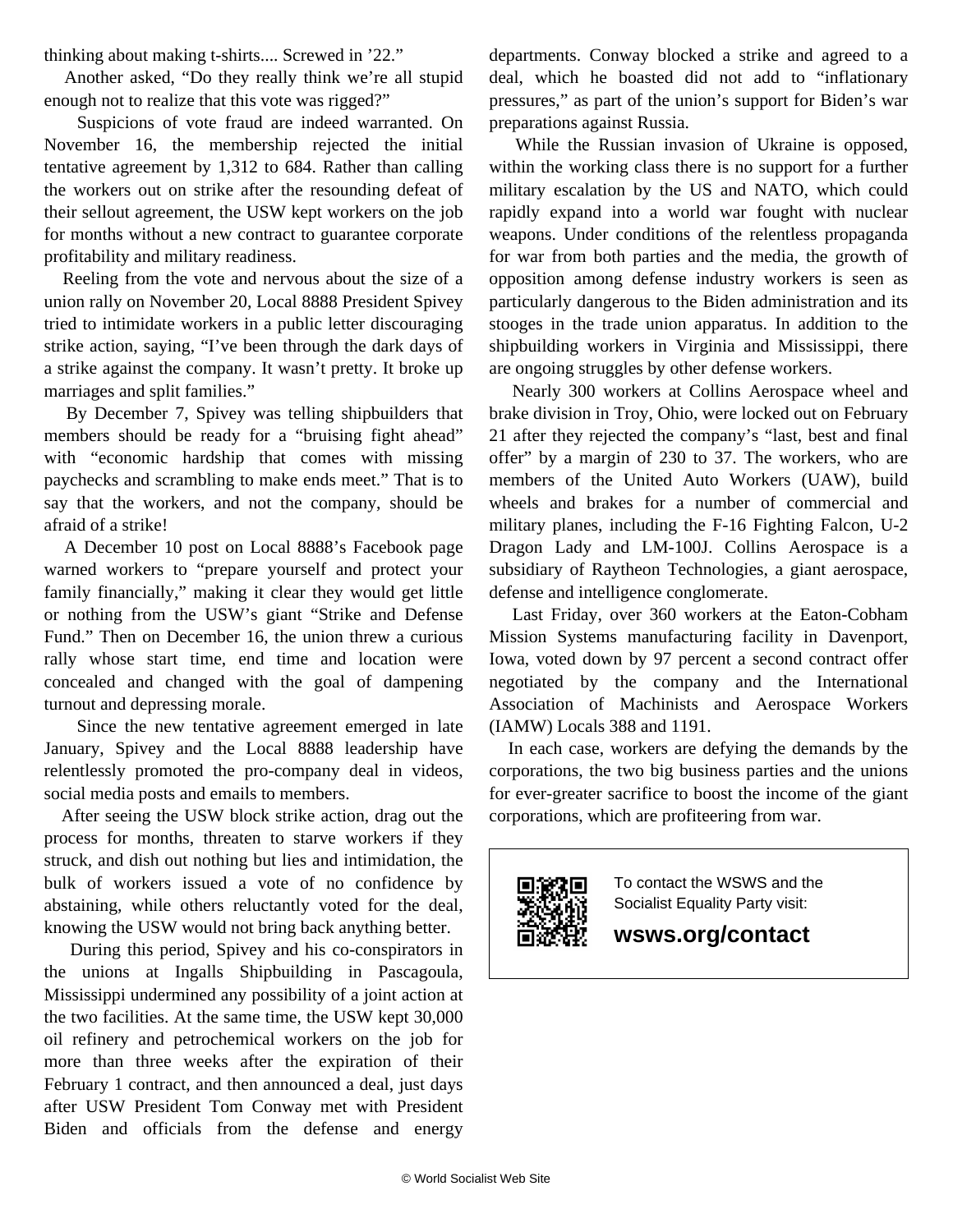thinking about making t-shirts.... Screwed in ’22.”

Another asked, “Do they really think we’re all stupid enough not to realize that this vote was rigged?”

Suspicions of vote fraud are indeed warranted. On November 16, the membership rejected the initial tentative agreement by 1,312 to 684. Rather than calling the workers out on strike after the resounding defeat of their sellout agreement, the USW kept workers on the job for months without a new contract to guarantee corporate profitability and military readiness.

Reeling from the vote and nervous about the size of a union rally on November 20, Local 8888 President Spivey tried to intimidate workers in a public letter discouraging strike action, saying, “I’ve been through the dark days of a strike against the company. It wasn’t pretty. It broke up marriages and split families.”

By December 7, Spivey was telling shipbuilders that members should be ready for a “bruising fight ahead” with “economic hardship that comes with missing paychecks and scrambling to make ends meet.” That is to say that the workers, and not the company, should be afraid of a strike!

A December 10 post on Local 8888’s Facebook page warned workers to “prepare yourself and protect your family financially,” making it clear they would get little or nothing from the USW’s giant “Strike and Defense Fund.” Then on December 16, the union threw a curious rally whose start time, end time and location were concealed and changed with the goal of dampening turnout and depressing morale.

Since the new tentative agreement emerged in late January, Spivey and the Local 8888 leadership have relentlessly promoted the pro-company deal in videos, social media posts and emails to members.

After seeing the USW block strike action, drag out the process for months, threaten to starve workers if they struck, and dish out nothing but lies and intimidation, the bulk of workers issued a vote of no confidence by abstaining, while others reluctantly voted for the deal, knowing the USW would not bring back anything better.

During this period, Spivey and his co-conspirators in the unions at Ingalls Shipbuilding in Pascagoula, Mississippi undermined any possibility of a joint action at the two facilities. At the same time, the USW kept 30,000 oil refinery and petrochemical workers on the job for more than three weeks after the expiration of their February 1 contract, and then announced a deal, just days after USW President Tom Conway met with President Biden and officials from the defense and energy departments. Conway blocked a strike and agreed to a deal, which he boasted did not add to “inflationary pressures,” as part of the union’s support for Biden’s war preparations against Russia.

While the Russian invasion of Ukraine is opposed, within the working class there is no support for a further military escalation by the US and NATO, which could rapidly expand into a world war fought with nuclear weapons. Under conditions of the relentless propaganda for war from both parties and the media, the growth of opposition among defense industry workers is seen as particularly dangerous to the Biden administration and its stooges in the trade union apparatus. In addition to the shipbuilding workers in Virginia and Mississippi, there are ongoing struggles by other defense workers.

Nearly 300 workers at Collins Aerospace wheel and brake division in Troy, Ohio, were locked out on February 21 after they rejected the company’s “last, best and final offer” by a margin of 230 to 37. The workers, who are members of the United Auto Workers (UAW), build wheels and brakes for a number of commercial and military planes, including the F-16 Fighting Falcon, U-2 Dragon Lady and LM-100J. Collins Aerospace is a subsidiary of Raytheon Technologies, a giant aerospace, defense and intelligence conglomerate.

Last Friday, over 360 workers at the Eaton-Cobham Mission Systems manufacturing facility in Davenport, Iowa, voted down by 97 percent a second contract offer negotiated by the company and the International Association of Machinists and Aerospace Workers (IAMW) Locals 388 and 1191.

In each case, workers are defying the demands by the corporations, the two big business parties and the unions for ever-greater sacrifice to boost the income of the giant corporations, which are profiteering from war.

To contact the WSWS and the Socialist Equality Party visit:

**wsws.org/contact**